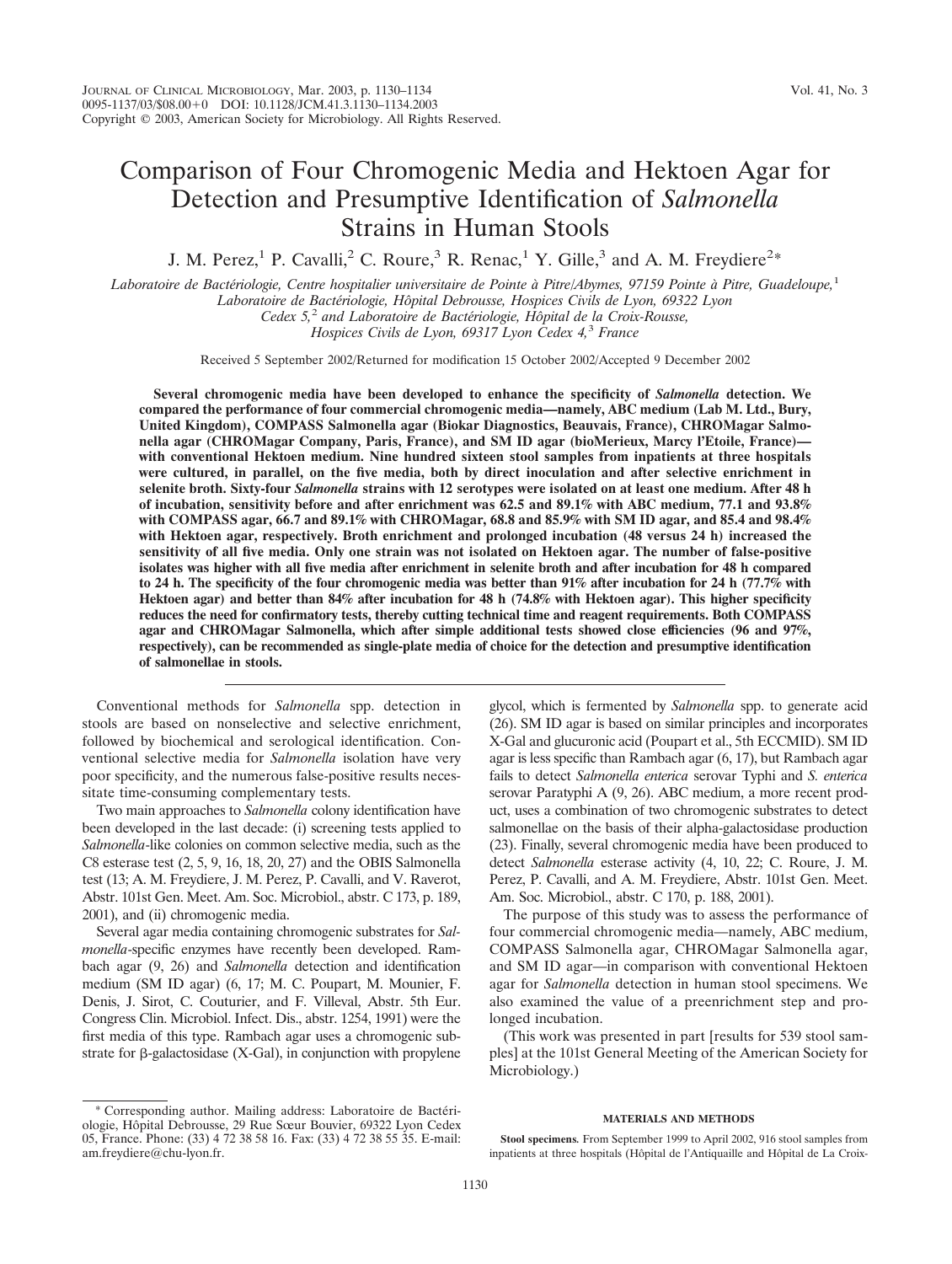# Comparison of Four Chromogenic Media and Hektoen Agar for Detection and Presumptive Identification of *Salmonella* Strains in Human Stools

J. M. Perez,[1] P. Cavalli,[2] C. Roure,[3] R. Renac,[1] Y. Gille,[3] and A. M. Freydiere[2]*

*Laboratoire de Bactériologie, Centre hospitalier universitaire de Pointe à Pitre/Abymes, 97159 Pointe à Pitre, Guadeloupe,[1] Laboratoire de Bactériologie, Hôpital Debrousse, Hospices Civils de Lyon, 69322 Lyon Cedex 5,[2] and Laboratoire de Bactériologie, Hôpital de la Croix-Rousse, Hospices Civils de Lyon, 69317 Lyon Cedex 4,[3] France*

Received 5 September 2002/Returned for modification 15 October 2002/Accepted 9 December 2002

**Several chromogenic media have been developed to enhance the specificity of *Salmonella* detection. We compared the performance of four commercial chromogenic media—namely, ABC medium (Lab M. Ltd., Bury, United Kingdom), COMPASS Salmonella agar (Biokar Diagnostics, Beauvais, France), CHROMagar Salmonella agar (CHROMagar Company, Paris, France), and SM ID agar (bioMerieux, Marcy l'Etoile, France)—with conventional Hektoen medium. Nine hundred sixteen stool samples from inpatients at three hospitals were cultured, in parallel, on the five media, both by direct inoculation and after selective enrichment in selenite broth. Sixty-four *Salmonella* strains with 12 serotypes were isolated on at least one medium. After 48 h of incubation, sensitivity before and after enrichment was 62.5 and 89.1% with ABC medium, 77.1 and 93.8% with COMPASS agar, 66.7 and 89.1% with CHROMagar, 68.8 and 85.9% with SM ID agar, and 85.4 and 98.4% with Hektoen agar, respectively. Broth enrichment and prolonged incubation (48 versus 24 h) increased the sensitivity of all five media. Only one strain was not isolated on Hektoen agar. The number of false-positive isolates was higher with all five media after enrichment in selenite broth and after incubation for 48 h compared to 24 h. The specificity of the four chromogenic media was better than 91% after incubation for 24 h (77.7% with Hektoen agar) and better than 84% after incubation for 48 h (74.8% with Hektoen agar). This higher specificity reduces the need for confirmatory tests, thereby cutting technical time and reagent requirements. Both COMPASS agar and CHROMagar Salmonella, which after simple additional tests showed close efficiencies (96 and 97%, respectively), can be recommended as single-plate media of choice for the detection and presumptive identification of salmonellae in stools.**

Conventional methods for *Salmonella* spp. detection in stools are based on nonselective and selective enrichment, followed by biochemical and serological identification. Conventional selective media for *Salmonella* isolation have very poor specificity, and the numerous false-positive results necessitate time-consuming complementary tests.

Two main approaches to *Salmonella* colony identification have been developed in the last decade: (i) screening tests applied to *Salmonella*-like colonies on common selective media, such as the C8 esterase test (2, 5, 9, 16, 18, 20, 27) and the OBIS Salmonella test (A. M. Freydiere, J. M. Perez, P. Cavalli, and V. Raverot, Abstr. 101st Gen. Meet. Am. Soc. Microbiol., abstr. C 173, p. 189, 2001), and (ii) chromogenic media.

Several agar media containing chromogenic substrates for *Salmonella*-specific enzymes have recently been developed. Rambach agar (9, 26) and *Salmonella* detection and identification medium (SM ID agar) (6, 17; M. C. Poupart, M. Mounier, F. Denis, J. Sirot, C. Couturier, and F. Villeval, Abstr. 5th Eur. Congress Clin. Microbiol. Infect. Dis., abstr. 1254, 1991) were the first media of this type. Rambach agar uses a chromogenic substrate for β-galactosidase (X-Gal), in conjunction with propylene glycol, which is fermented by *Salmonella* spp. to generate acid (26). SM ID agar is based on similar principles and incorporates X-Gal and glucuronic acid (Poupart et al., 5th ECCMID). SM ID agar is less specific than Rambach agar (6, 17), but Rambach agar fails to detect *Salmonella enterica* serovar Typhi and *S. enterica* serovar Paratyphi A (9, 26). ABC medium, a more recent product, uses a combination of two chromogenic substrates to detect salmonellae on the basis of their alpha-galactosidase production (23). Finally, several chromogenic media have been produced to detect *Salmonella* esterase activity (4, 10, 22; C. Roure, J. M. Perez, P. Cavalli, and A. M. Freydiere, Abstr. 101st Gen. Meet. Am. Soc. Microbiol., abstr. C 170, p. 188, 2001).

The purpose of this study was to assess the performance of four commercial chromogenic media—namely, ABC medium, COMPASS Salmonella agar, CHROMagar Salmonella agar, and SM ID agar—in comparison with conventional Hektoen agar for *Salmonella* detection in human stool specimens. We also examined the value of a preenrichment step and prolonged incubation.

(This work was presented in part [results for 539 stool samples] at the 101st General Meeting of the American Society for Microbiology.)

## MATERIALS AND METHODS

**Stool specimens.** From September 1999 to April 2002, 916 stool samples from inpatients at three hospitals (Hôpital de l'Antiquaille and Hôpital de La Croix-

\* Corresponding author. Mailing address: Laboratoire de Bactériologie, Hôpital Debrousse, 29 Rue Sœur Bouvier, 69322 Lyon Cedex 05, France. Phone: (33) 4 72 38 58 16. Fax: (33) 4 72 38 55 35. E-mail: am.freydiere@chu-lyon.fr.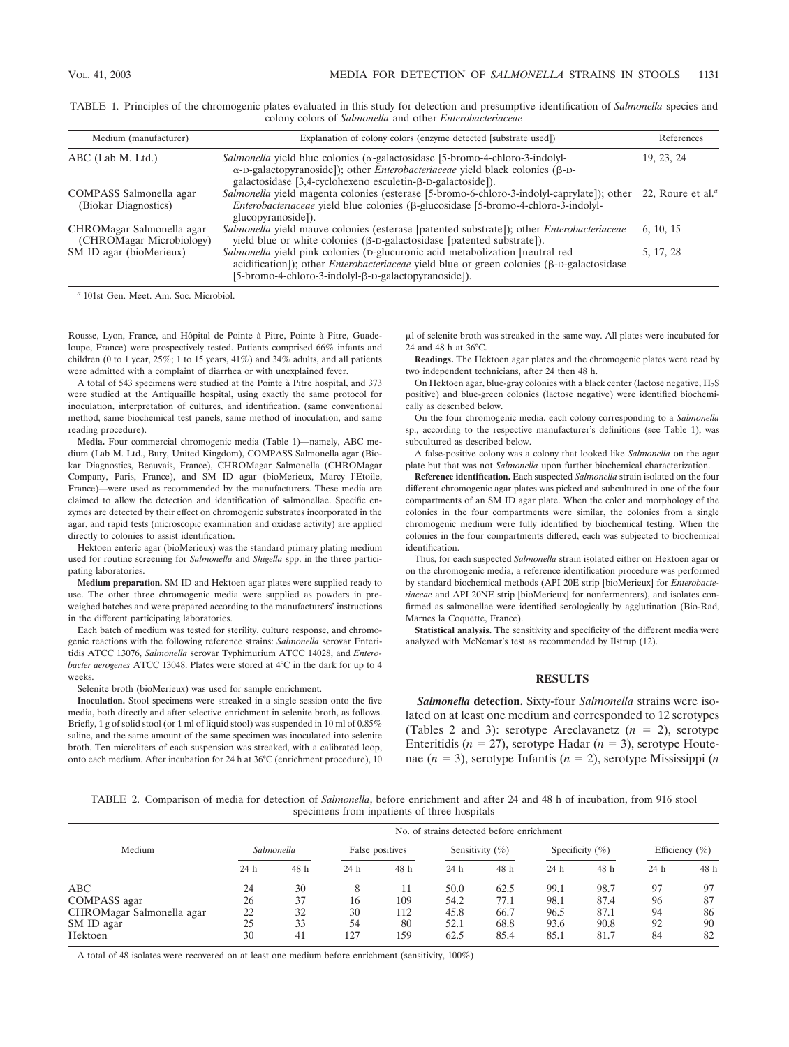TABLE 1. Principles of the chromogenic plates evaluated in this study for detection and presumptive identification of *Salmonella* species and colony colors of *Salmonella* and other *Enterobacteriaceae*

| Medium (manufacturer) | Explanation of colony colors (enzyme detected [substrate used]) | References |
|---|---|---|
| ABC (Lab M. Ltd.) | *Salmonella* yield blue colonies (α-galactosidase [5-bromo-4-chloro-3-indolyl-α-D-galactopyranoside]); other *Enterobacteriaceae* yield black colonies (β-D-galactosidase [3,4-cyclohexeno esculetin-β-D-galactoside]). | 19, 23, 24 |
| COMPASS Salmonella agar (Biokar Diagnostics) | *Salmonella* yield magenta colonies (esterase [5-bromo-6-chloro-3-indolyl-caprylate]); other *Enterobacteriaceae* yield blue colonies (β-glucosidase [5-bromo-4-chloro-3-indolyl-glucopyranoside]). | 22, Roure et al.[a] |
| CHROMagar Salmonella agar (CHROMagar Microbiology) | *Salmonella* yield mauve colonies (esterase [patented substrate]); other *Enterobacteriaceae* yield blue or white colonies (β-D-galactosidase [patented substrate]). | 6, 10, 15 |
| SM ID agar (bioMerieux) | *Salmonella* yield pink colonies (D-glucuronic acid metabolization [neutral red acidification]); other *Enterobacteriaceae* yield blue or green colonies (β-D-galactosidase [5-bromo-4-chloro-3-indolyl-β-D-galactopyranoside]). | 5, 17, 28 |

[a] 101st Gen. Meet. Am. Soc. Microbiol.

Rousse, Lyon, France, and Hôpital de Pointe à Pitre, Pointe à Pitre, Guadeloupe, France) were prospectively tested. Patients comprised 66% infants and children (0 to 1 year, 25%; 1 to 15 years, 41%) and 34% adults, and all patients were admitted with a complaint of diarrhea or with unexplained fever.

A total of 543 specimens were studied at the Pointe à Pitre hospital, and 373 were studied at the Antiquaille hospital, using exactly the same protocol for inoculation, interpretation of cultures, and identification. (same conventional method, same biochemical test panels, same method of inoculation, and same reading procedure).

**Media.** Four commercial chromogenic media (Table 1)—namely, ABC medium (Lab M. Ltd., Bury, United Kingdom), COMPASS Salmonella agar (Biokar Diagnostics, Beauvais, France), CHROMagar Salmonella (CHROMagar Company, Paris, France), and SM ID agar (bioMerieux, Marcy l'Etoile, France)—were used as recommended by the manufacturers. These media are claimed to allow the detection and identification of salmonellae. Specific enzymes are detected by their effect on chromogenic substrates incorporated in the agar, and rapid tests (microscopic examination and oxidase activity) are applied directly to colonies to assist identification.

Hektoen enteric agar (bioMerieux) was the standard primary plating medium used for routine screening for *Salmonella* and *Shigella* spp. in the three participating laboratories.

**Medium preparation.** SM ID and Hektoen agar plates were supplied ready to use. The other three chromogenic media were supplied as powders in preweighed batches and were prepared according to the manufacturers' instructions in the different participating laboratories.

Each batch of medium was tested for sterility, culture response, and chromogenic reactions with the following reference strains: *Salmonella* serovar Enteritidis ATCC 13076, *Salmonella* serovar Typhimurium ATCC 14028, and *Enterobacter aerogenes* ATCC 13048. Plates were stored at 4°C in the dark for up to 4 weeks.

Selenite broth (bioMerieux) was used for sample enrichment.

**Inoculation.** Stool specimens were streaked in a single session onto the five media, both directly and after selective enrichment in selenite broth, as follows. Briefly, 1 g of solid stool (or 1 ml of liquid stool) was suspended in 10 ml of 0.85% saline, and the same amount of the same specimen was inoculated into selenite broth. Ten microliters of each suspension was streaked, with a calibrated loop, onto each medium. After incubation for 24 h at 36°C (enrichment procedure), 10 μl of selenite broth was streaked in the same way. All plates were incubated for 24 and 48 h at 36°C.

**Readings.** The Hektoen agar plates and the chromogenic plates were read by two independent technicians, after 24 then 48 h.

On Hektoen agar, blue-gray colonies with a black center (lactose negative, $H_2S$ positive) and blue-green colonies (lactose negative) were identified biochemically as described below.

On the four chromogenic media, each colony corresponding to a *Salmonella* sp., according to the respective manufacturer's definitions (see Table 1), was subcultured as described below.

A false-positive colony was a colony that looked like *Salmonella* on the agar plate but that was not *Salmonella* upon further biochemical characterization.

**Reference identification.** Each suspected *Salmonella* strain isolated on the four different chromogenic agar plates was picked and subcultured in one of the four compartments of an SM ID agar plate. When the color and morphology of the colonies in the four compartments were similar, the colonies from a single chromogenic medium were fully identified by biochemical testing. When the colonies in the four compartments differed, each was subjected to biochemical identification.

Thus, for each suspected *Salmonella* strain isolated either on Hektoen agar or on the chromogenic media, a reference identification procedure was performed by standard biochemical methods (API 20E strip [bioMerieux] for *Enterobacteriaceae* and API 20NE strip [bioMerieux] for nonfermenters), and isolates confirmed as salmonellae were identified serologically by agglutination (Bio-Rad, Marnes la Coquette, France).

**Statistical analysis.** The sensitivity and specificity of the different media were analyzed with McNemar's test as recommended by Ilstrup (12).

## RESULTS

***Salmonella* detection.** Sixty-four *Salmonella* strains were isolated on at least one medium and corresponded to 12 serotypes (Tables 2 and 3): serotype Areclavanetz ($n = 2$), serotype Enteritidis ($n = 27$), serotype Hadar ($n = 3$), serotype Houtenae ($n = 3$), serotype Infantis ($n = 2$), serotype Mississippi ($n$

TABLE 2. Comparison of media for detection of *Salmonella*, before enrichment and after 24 and 48 h of incubation, from 916 stool specimens from inpatients of three hospitals

| Medium | No. of strains detected before enrichment | | | | | | | | | |
|---|---|---|---|---|---|---|---|---|---|---|
| | *Salmonella* | | False positives | | Sensitivity (%) | | Specificity (%) | | Efficiency (%) | |
| | 24 h | 48 h | 24 h | 48 h | 24 h | 48 h | 24 h | 48 h | 24 h | 48 h |
| ABC | 24 | 30 | 8 | 11 | 50.0 | 62.5 | 99.1 | 98.7 | 97 | 97 |
| COMPASS agar | 26 | 37 | 16 | 109 | 54.2 | 77.1 | 98.1 | 87.4 | 96 | 87 |
| CHROMagar Salmonella agar | 22 | 32 | 30 | 112 | 45.8 | 66.7 | 96.5 | 87.1 | 94 | 86 |
| SM ID agar | 25 | 33 | 54 | 80 | 52.1 | 68.8 | 93.6 | 90.8 | 92 | 90 |
| Hektoen | 30 | 41 | 127 | 159 | 62.5 | 85.4 | 85.1 | 81.7 | 84 | 82 |

A total of 48 isolates were recovered on at least one medium before enrichment (sensitivity, 100%)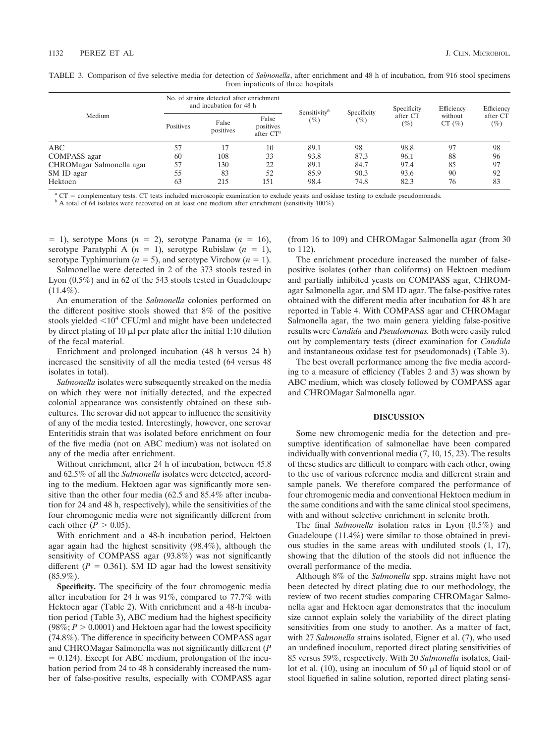TABLE 3. Comparison of five selective media for detection of *Salmonella*, after enrichment and 48 h of incubation, from 916 stool specimens from inpatients of three hospitals

| Medium | No. of strains detected after enrichment and incubation for 48 h | | | Sensitivity[b] (%) | Specificity (%) | Specificity after CT (%) | Efficiency without CT (%) | Efficiency after CT (%) |
|---|---|---|---|---|---|---|---|---|
| | Positives | False positives | False positives after CT[a] | | | | | |
| ABC | 57 | 17 | 10 | 89.1 | 98 | 98.8 | 97 | 98 |
| COMPASS agar | 60 | 108 | 33 | 93.8 | 87.3 | 96.1 | 88 | 96 |
| CHROMagar Salmonella agar | 57 | 130 | 22 | 89.1 | 84.7 | 97.4 | 85 | 97 |
| SM ID agar | 55 | 83 | 52 | 85.9 | 90.3 | 93.6 | 90 | 92 |
| Hektoen | 63 | 215 | 151 | 98.4 | 74.8 | 82.3 | 76 | 83 |

[a] CT = complementary tests. CT tests included microscopic examination to exclude yeasts and oxidase testing to exclude pseudomonads.

[b] A total of 64 isolates were recovered on at least one medium after enrichment (sensitivity 100%)

= 1), serotype Mons ($n$ = 2), serotype Panama ($n$ = 16), serotype Paratyphi A ($n$ = 1), serotype Rubislaw ($n$ = 1), serotype Typhimurium ($n$ = 5), and serotype Virchow ($n$ = 1).

Salmonellae were detected in 2 of the 373 stools tested in Lyon (0.5%) and in 62 of the 543 stools tested in Guadeloupe (11.4%).

An enumeration of the *Salmonella* colonies performed on the different positive stools showed that 8% of the positive stools yielded $<10^4$ CFU/ml and might have been undetected by direct plating of 10 μl per plate after the initial 1:10 dilution of the fecal material.

Enrichment and prolonged incubation (48 h versus 24 h) increased the sensitivity of all the media tested (64 versus 48 isolates in total).

*Salmonella* isolates were subsequently streaked on the media on which they were not initially detected, and the expected colonial appearance was consistently obtained on these subcultures. The serovar did not appear to influence the sensitivity of any of the media tested. Interestingly, however, one serovar Enteritidis strain that was isolated before enrichment on four of the five media (not on ABC medium) was not isolated on any of the media after enrichment.

Without enrichment, after 24 h of incubation, between 45.8 and 62.5% of all the *Salmonella* isolates were detected, according to the medium. Hektoen agar was significantly more sensitive than the other four media (62.5 and 85.4% after incubation for 24 and 48 h, respectively), while the sensitivities of the four chromogenic media were not significantly different from each other ($P > 0.05$).

With enrichment and a 48-h incubation period, Hektoen agar again had the highest sensitivity (98.4%), although the sensitivity of COMPASS agar (93.8%) was not significantly different ($P$ = 0.361). SM ID agar had the lowest sensitivity (85.9%).

**Specificity.** The specificity of the four chromogenic media after incubation for 24 h was 91%, compared to 77.7% with Hektoen agar (Table 2). With enrichment and a 48-h incubation period (Table 3), ABC medium had the highest specificity (98%; $P > 0.0001$) and Hektoen agar had the lowest specificity (74.8%). The difference in specificity between COMPASS agar and CHROMagar Salmonella was not significantly different ($P$ = 0.124). Except for ABC medium, prolongation of the incubation period from 24 to 48 h considerably increased the number of false-positive results, especially with COMPASS agar (from 16 to 109) and CHROMagar Salmonella agar (from 30 to 112).

The enrichment procedure increased the number of false-positive isolates (other than coliforms) on Hektoen medium and partially inhibited yeasts on COMPASS agar, CHROMagar Salmonella agar, and SM ID agar. The false-positive rates obtained with the different media after incubation for 48 h are reported in Table 4. With COMPASS agar and CHROMagar Salmonella agar, the two main genera yielding false-positive results were *Candida* and *Pseudomonas.* Both were easily ruled out by complementary tests (direct examination for *Candida* and instantaneous oxidase test for pseudomonads) (Table 3).

The best overall performance among the five media according to a measure of efficiency (Tables 2 and 3) was shown by ABC medium, which was closely followed by COMPASS agar and CHROMagar Salmonella agar.

## DISCUSSION

Some new chromogenic media for the detection and presumptive identification of salmonellae have been compared individually with conventional media (7, 10, 15, 23). The results of these studies are difficult to compare with each other, owing to the use of various reference media and different strain and sample panels. We therefore compared the performance of four chromogenic media and conventional Hektoen medium in the same conditions and with the same clinical stool specimens, with and without selective enrichment in selenite broth.

The final *Salmonella* isolation rates in Lyon (0.5%) and Guadeloupe (11.4%) were similar to those obtained in previous studies in the same areas with undiluted stools (1, 17), showing that the dilution of the stools did not influence the overall performance of the media.

Although 8% of the *Salmonella* spp. strains might have not been detected by direct plating due to our methodology, the review of two recent studies comparing CHROMagar Salmonella agar and Hektoen agar demonstrates that the inoculum size cannot explain solely the variability of the direct plating sensitivities from one study to another. As a matter of fact, with 27 *Salmonella* strains isolated, Eigner et al. (7), who used an undefined inoculum, reported direct plating sensitivities of 85 versus 59%, respectively. With 20 *Salmonella* isolates, Gaillot et al. (10), using an inoculum of 50 μl of liquid stool or of stool liquefied in saline solution, reported direct plating sensi-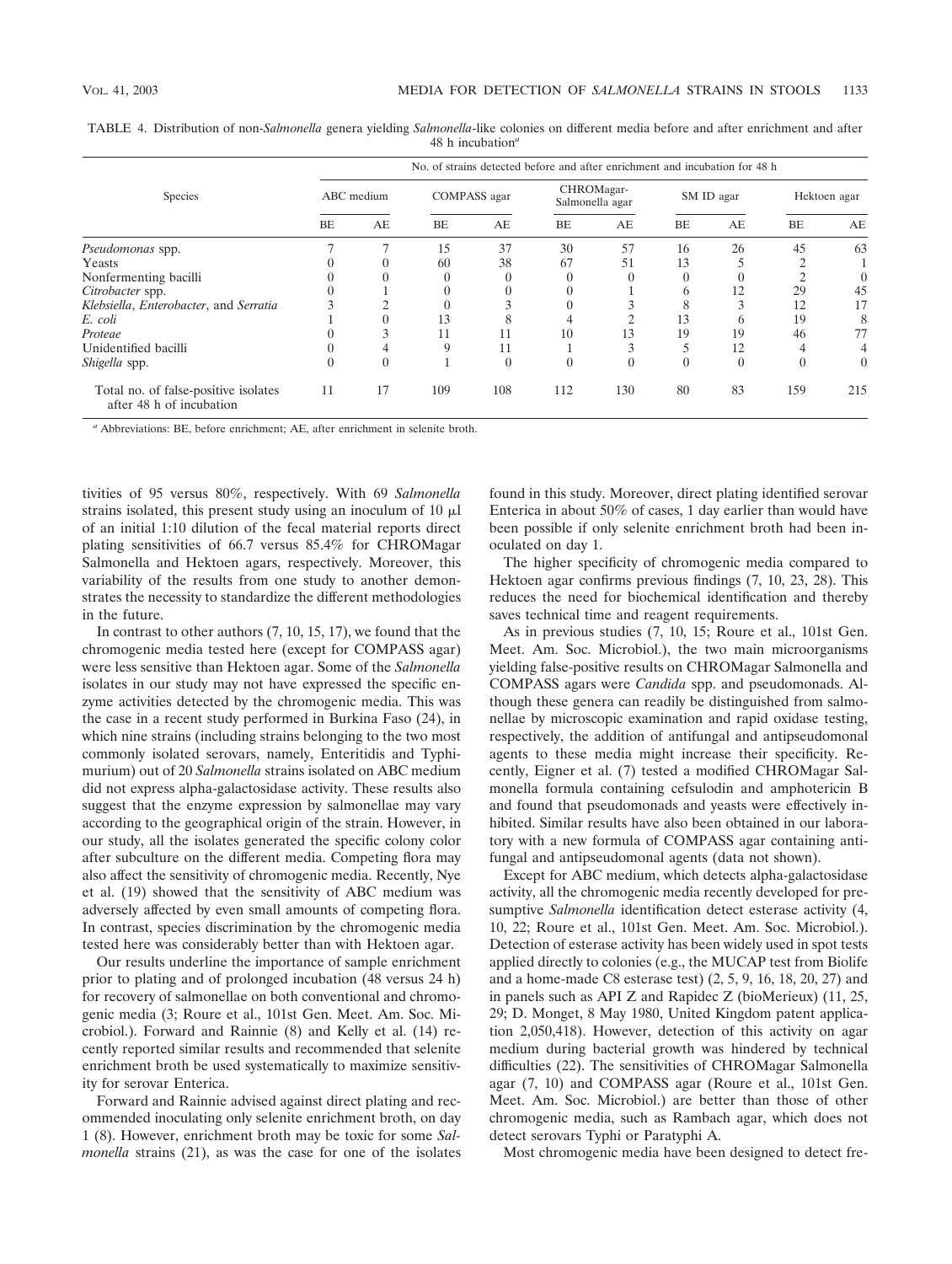TABLE 4. Distribution of non-*Salmonella* genera yielding *Salmonella*-like colonies on different media before and after enrichment and after 48 h incubation[a]

| Species | No. of strains detected before and after enrichment and incubation for 48 h | | | | | | | | | |
|---|---|---|---|---|---|---|---|---|---|---|
| | ABC medium | | COMPASS agar | | CHROMagar-Salmonella agar | | SM ID agar | | Hektoen agar | |
| | BE | AE | BE | AE | BE | AE | BE | AE | BE | AE |
| *Pseudomonas* spp. | 7 | 7 | 15 | 37 | 30 | 57 | 16 | 26 | 45 | 63 |
| Yeasts | 0 | 0 | 60 | 38 | 67 | 51 | 13 | 5 | 2 | 1 |
| Nonfermenting bacilli | 0 | 0 | 0 | 0 | 0 | 0 | 0 | 0 | 2 | 0 |
| *Citrobacter* spp. | 0 | 1 | 0 | 0 | 0 | 1 | 6 | 12 | 29 | 45 |
| *Klebsiella*, *Enterobacter*, and *Serratia* | 3 | 2 | 0 | 3 | 0 | 3 | 8 | 3 | 12 | 17 |
| *E. coli* | 1 | 0 | 13 | 8 | 4 | 2 | 13 | 6 | 19 | 8 |
| *Proteae* | 0 | 3 | 11 | 11 | 10 | 13 | 19 | 19 | 46 | 77 |
| Unidentified bacilli | 0 | 4 | 9 | 11 | 1 | 3 | 5 | 12 | 4 | 4 |
| *Shigella* spp. | 0 | 0 | 1 | 0 | 0 | 0 | 0 | 0 | 0 | 0 |
| Total no. of false-positive isolates after 48 h of incubation | 11 | 17 | 109 | 108 | 112 | 130 | 80 | 83 | 159 | 215 |

[a] Abbreviations: BE, before enrichment; AE, after enrichment in selenite broth.

tivities of 95 versus 80%, respectively. With 69 *Salmonella* strains isolated, this present study using an inoculum of 10 μl of an initial 1:10 dilution of the fecal material reports direct plating sensitivities of 66.7 versus 85.4% for CHROMagar Salmonella and Hektoen agars, respectively. Moreover, this variability of the results from one study to another demonstrates the necessity to standardize the different methodologies in the future.

In contrast to other authors (7, 10, 15, 17), we found that the chromogenic media tested here (except for COMPASS agar) were less sensitive than Hektoen agar. Some of the *Salmonella* isolates in our study may not have expressed the specific enzyme activities detected by the chromogenic media. This was the case in a recent study performed in Burkina Faso (24), in which nine strains (including strains belonging to the two most commonly isolated serovars, namely, Enteritidis and Typhimurium) out of 20 *Salmonella* strains isolated on ABC medium did not express alpha-galactosidase activity. These results also suggest that the enzyme expression by salmonellae may vary according to the geographical origin of the strain. However, in our study, all the isolates generated the specific colony color after subculture on the different media. Competing flora may also affect the sensitivity of chromogenic media. Recently, Nye et al. (19) showed that the sensitivity of ABC medium was adversely affected by even small amounts of competing flora. In contrast, species discrimination by the chromogenic media tested here was considerably better than with Hektoen agar.

Our results underline the importance of sample enrichment prior to plating and of prolonged incubation (48 versus 24 h) for recovery of salmonellae on both conventional and chromogenic media (3; Roure et al., 101st Gen. Meet. Am. Soc. Microbiol.). Forward and Rainnie (8) and Kelly et al. (14) recently reported similar results and recommended that selenite enrichment broth be used systematically to maximize sensitivity for serovar Enterica.

Forward and Rainnie advised against direct plating and recommended inoculating only selenite enrichment broth, on day 1 (8). However, enrichment broth may be toxic for some *Salmonella* strains (21), as was the case for one of the isolates found in this study. Moreover, direct plating identified serovar Enterica in about 50% of cases, 1 day earlier than would have been possible if only selenite enrichment broth had been inoculated on day 1.

The higher specificity of chromogenic media compared to Hektoen agar confirms previous findings (7, 10, 23, 28). This reduces the need for biochemical identification and thereby saves technical time and reagent requirements.

As in previous studies (7, 10, 15; Roure et al., 101st Gen. Meet. Am. Soc. Microbiol.), the two main microorganisms yielding false-positive results on CHROMagar Salmonella and COMPASS agars were *Candida* spp. and pseudomonads. Although these genera can readily be distinguished from salmonellae by microscopic examination and rapid oxidase testing, respectively, the addition of antifungal and antipseudomonal agents to these media might increase their specificity. Recently, Eigner et al. (7) tested a modified CHROMagar Salmonella formula containing cefsulodin and amphotericin B and found that pseudomonads and yeasts were effectively inhibited. Similar results have also been obtained in our laboratory with a new formula of COMPASS agar containing antifungal and antipseudomonal agents (data not shown).

Except for ABC medium, which detects alpha-galactosidase activity, all the chromogenic media recently developed for presumptive *Salmonella* identification detect esterase activity (4, 10, 22; Roure et al., 101st Gen. Meet. Am. Soc. Microbiol.). Detection of esterase activity has been widely used in spot tests applied directly to colonies (e.g., the MUCAP test from Biolife and a home-made C8 esterase test) (2, 5, 9, 16, 18, 20, 27) and in panels such as API Z and Rapidec Z (bioMerieux) (11, 25, 29; D. Monget, 8 May 1980, United Kingdom patent application 2,050,418). However, detection of this activity on agar medium during bacterial growth was hindered by technical difficulties (22). The sensitivities of CHROMagar Salmonella agar (7, 10) and COMPASS agar (Roure et al., 101st Gen. Meet. Am. Soc. Microbiol.) are better than those of other chromogenic media, such as Rambach agar, which does not detect serovars Typhi or Paratyphi A.

Most chromogenic media have been designed to detect fre-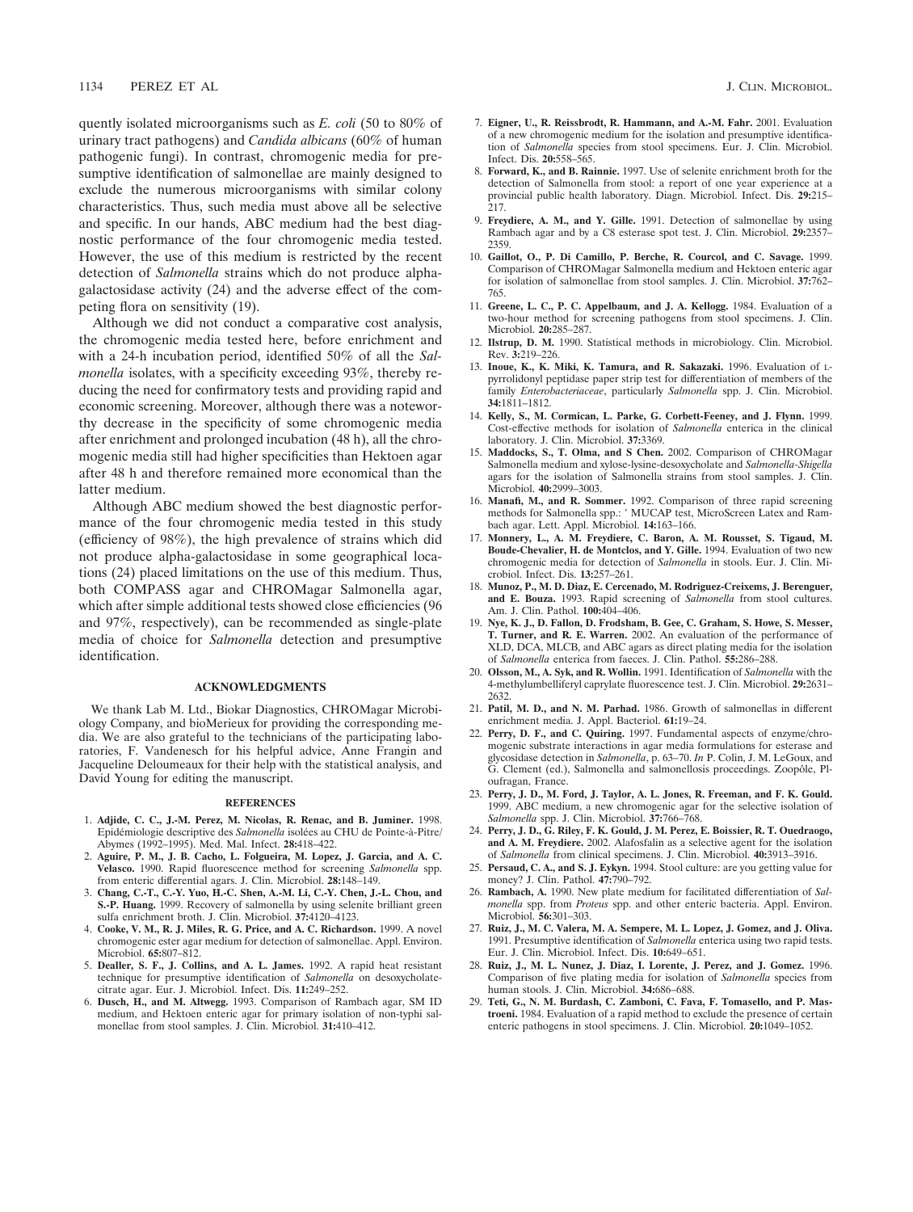quently isolated microorganisms such as *E. coli* (50 to 80% of urinary tract pathogens) and *Candida albicans* (60% of human pathogenic fungi). In contrast, chromogenic media for presumptive identification of salmonellae are mainly designed to exclude the numerous microorganisms with similar colony characteristics. Thus, such media must above all be selective and specific. In our hands, ABC medium had the best diagnostic performance of the four chromogenic media tested. However, the use of this medium is restricted by the recent detection of *Salmonella* strains which do not produce alpha-galactosidase activity (24) and the adverse effect of the competing flora on sensitivity (19).

Although we did not conduct a comparative cost analysis, the chromogenic media tested here, before enrichment and with a 24-h incubation period, identified 50% of all the *Salmonella* isolates, with a specificity exceeding 93%, thereby reducing the need for confirmatory tests and providing rapid and economic screening. Moreover, although there was a noteworthy decrease in the specificity of some chromogenic media after enrichment and prolonged incubation (48 h), all the chromogenic media still had higher specificities than Hektoen agar after 48 h and therefore remained more economical than the latter medium.

Although ABC medium showed the best diagnostic performance of the four chromogenic media tested in this study (efficiency of 98%), the high prevalence of strains which did not produce alpha-galactosidase in some geographical locations (24) placed limitations on the use of this medium. Thus, both COMPASS agar and CHROMagar Salmonella agar, which after simple additional tests showed close efficiencies (96 and 97%, respectively), can be recommended as single-plate media of choice for *Salmonella* detection and presumptive identification.

## ACKNOWLEDGMENTS

We thank Lab M. Ltd., Biokar Diagnostics, CHROMagar Microbiology Company, and bioMerieux for providing the corresponding media. We are also grateful to the technicians of the participating laboratories, F. Vandenesch for his helpful advice, Anne Frangin and Jacqueline Deloumeaux for their help with the statistical analysis, and David Young for editing the manuscript.

## REFERENCES

1. **Adjide, C. C., J.-M. Perez, M. Nicolas, R. Renac, and B. Juminer.** 1998. Epidémiologie descriptive des *Salmonella* isolées au CHU de Pointe-à-Pitre/Abymes (1992–1995). Med. Mal. Infect. **28:**418–422.
2. **Aguire, P. M., J. B. Cacho, L. Folgueira, M. Lopez, J. Garcia, and A. C. Velasco.** 1990. Rapid fluorescence method for screening *Salmonella* spp. from enteric differential agars. J. Clin. Microbiol. **28:**148–149.
3. **Chang, C.-T., C.-Y. Yuo, H.-C. Shen, A.-M. Li, C.-Y. Chen, J.-L. Chou, and S.-P. Huang.** 1999. Recovery of salmonella by using selenite brilliant green sulfa enrichment broth. J. Clin. Microbiol. **37:**4120–4123.
4. **Cooke, V. M., R. J. Miles, R. G. Price, and A. C. Richardson.** 1999. A novel chromogenic ester agar medium for detection of salmonellae. Appl. Environ. Microbiol. **65:**807–812.
5. **Dealler, S. F., J. Collins, and A. L. James.** 1992. A rapid heat resistant technique for presumptive identification of *Salmonella* on desoxycholate-citrate agar. Eur. J. Microbiol. Infect. Dis. **11:**249–252.
6. **Dusch, H., and M. Altwegg.** 1993. Comparison of Rambach agar, SM ID medium, and Hektoen enteric agar for primary isolation of non-typhi salmonellae from stool samples. J. Clin. Microbiol. **31:**410–412.
7. **Eigner, U., R. Reissbrodt, R. Hammann, and A.-M. Fahr.** 2001. Evaluation of a new chromogenic medium for the isolation and presumptive identification of *Salmonella* species from stool specimens. Eur. J. Clin. Microbiol. Infect. Dis. **20:**558–565.
8. **Forward, K., and B. Rainnie.** 1997. Use of selenite enrichment broth for the detection of Salmonella from stool: a report of one year experience at a provincial public health laboratory. Diagn. Microbiol. Infect. Dis. **29:**215–217.
9. **Freydiere, A. M., and Y. Gille.** 1991. Detection of salmonellae by using Rambach agar and by a C8 esterase spot test. J. Clin. Microbiol. **29:**2357–2359.
10. **Gaillot, O., P. Di Camillo, P. Berche, R. Courcol, and C. Savage.** 1999. Comparison of CHROMagar Salmonella medium and Hektoen enteric agar for isolation of salmonellae from stool samples. J. Clin. Microbiol. **37:**762–765.
11. **Greene, L. C., P. C. Appelbaum, and J. A. Kellogg.** 1984. Evaluation of a two-hour method for screening pathogens from stool specimens. J. Clin. Microbiol. **20:**285–287.
12. **Ilstrup, D. M.** 1990. Statistical methods in microbiology. Clin. Microbiol. Rev. **3:**219–226.
13. **Inoue, K., K. Miki, K. Tamura, and R. Sakazaki.** 1996. Evaluation of L-pyrrolidonyl peptidase paper strip test for differentiation of members of the family *Enterobacteriaceae*, particularly *Salmonella* spp. J. Clin. Microbiol. **34:**1811–1812.
14. **Kelly, S., M. Cormican, L. Parke, G. Corbett-Feeney, and J. Flynn.** 1999. Cost-effective methods for isolation of *Salmonella* enterica in the clinical laboratory. J. Clin. Microbiol. **37:**3369.
15. **Maddocks, S., T. Olma, and S Chen.** 2002. Comparison of CHROMagar Salmonella medium and xylose-lysine-desoxycholate and *Salmonella-Shigella* agars for the isolation of Salmonella strains from stool samples. J. Clin. Microbiol. **40:**2999–3003.
16. **Manafi, M., and R. Sommer.** 1992. Comparison of three rapid screening methods for Salmonella spp.: ′ MUCAP test, MicroScreen Latex and Rambach agar. Lett. Appl. Microbiol. **14:**163–166.
17. **Monnery, L., A. M. Freydiere, C. Baron, A. M. Rousset, S. Tigaud, M. Boude-Chevalier, H. de Montclos, and Y. Gille.** 1994. Evaluation of two new chromogenic media for detection of *Salmonella* in stools. Eur. J. Clin. Microbiol. Infect. Dis. **13:**257–261.
18. **Munoz, P., M. D. Diaz, E. Cercenado, M. Rodriguez-Creixems, J. Berenguer, and E. Bouza.** 1993. Rapid screening of *Salmonella* from stool cultures. Am. J. Clin. Pathol. **100:**404–406.
19. **Nye, K. J., D. Fallon, D. Frodsham, B. Gee, C. Graham, S. Howe, S. Messer, T. Turner, and R. E. Warren.** 2002. An evaluation of the performance of XLD, DCA, MLCB, and ABC agars as direct plating media for the isolation of *Salmonella* enterica from faeces. J. Clin. Pathol. **55:**286–288.
20. **Olsson, M., A. Syk, and R. Wollin.** 1991. Identification of *Salmonella* with the 4-methylumbelliferyl caprylate fluorescence test. J. Clin. Microbiol. **29:**2631–2632.
21. **Patil, M. D., and N. M. Parhad.** 1986. Growth of salmonellas in different enrichment media. J. Appl. Bacteriol. **61:**19–24.
22. **Perry, D. F., and C. Quiring.** 1997. Fundamental aspects of enzyme/chromogenic substrate interactions in agar media formulations for esterase and glycosidase detection in *Salmonella*, p. 63–70. *In* P. Colin, J. M. LeGoux, and G. Clement (ed.), Salmonella and salmonellosis proceedings. Zoopôle, Ploufragan, France.
23. **Perry, J. D., M. Ford, J. Taylor, A. L. Jones, R. Freeman, and F. K. Gould.** 1999. ABC medium, a new chromogenic agar for the selective isolation of *Salmonella* spp. J. Clin. Microbiol. **37:**766–768.
24. **Perry, J. D., G. Riley, F. K. Gould, J. M. Perez, E. Boissier, R. T. Ouedraogo, and A. M. Freydiere.** 2002. Alafosfalin as a selective agent for the isolation of *Salmonella* from clinical specimens. J. Clin. Microbiol. **40:**3913–3916.
25. **Persaud, C. A., and S. J. Eykyn.** 1994. Stool culture: are you getting value for money? J. Clin. Pathol. **47:**790–792.
26. **Rambach, A.** 1990. New plate medium for facilitated differentiation of *Salmonella* spp. from *Proteus* spp. and other enteric bacteria. Appl. Environ. Microbiol. **56:**301–303.
27. **Ruiz, J., M. C. Valera, M. A. Sempere, M. L. Lopez, J. Gomez, and J. Oliva.** 1991. Presumptive identification of *Salmonella* enterica using two rapid tests. Eur. J. Clin. Microbiol. Infect. Dis. **10:**649–651.
28. **Ruiz, J., M. L. Nunez, J. Diaz, I. Lorente, J. Perez, and J. Gomez.** 1996. Comparison of five plating media for isolation of *Salmonella* species from human stools. J. Clin. Microbiol. **34:**686–688.
29. **Teti, G., N. M. Burdash, C. Zamboni, C. Fava, F. Tomasello, and P. Mastroeni.** 1984. Evaluation of a rapid method to exclude the presence of certain enteric pathogens in stool specimens. J. Clin. Microbiol. **20:**1049–1052.